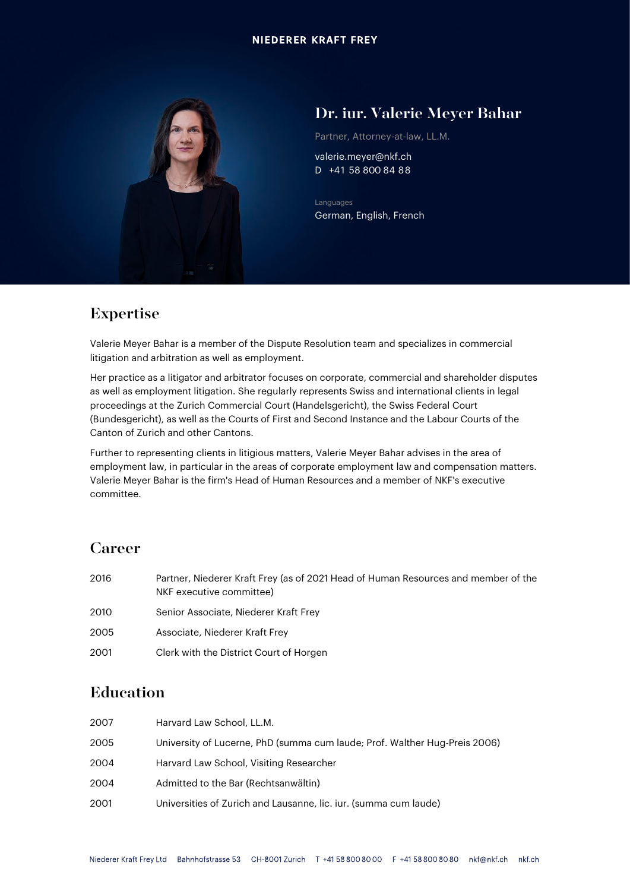NIEDERER KRAFT FREY

# Dr. iur. Valerie Meyer Bahar

Partner, Attorney-at-law, LL.M.

valerie.meyer@nkf.ch
D +41 58 800 84 88

Languages
German, English, French

## Expertise

Valerie Meyer Bahar is a member of the Dispute Resolution team and specializes in commercial litigation and arbitration as well as employment.

Her practice as a litigator and arbitrator focuses on corporate, commercial and shareholder disputes as well as employment litigation. She regularly represents Swiss and international clients in legal proceedings at the Zurich Commercial Court (Handelsgericht), the Swiss Federal Court (Bundesgericht), as well as the Courts of First and Second Instance and the Labour Courts of the Canton of Zurich and other Cantons.

Further to representing clients in litigious matters, Valerie Meyer Bahar advises in the area of employment law, in particular in the areas of corporate employment law and compensation matters. Valerie Meyer Bahar is the firm's Head of Human Resources and a member of NKF's executive committee.

## Career

| | |
|---|---|
| 2016 | Partner, Niederer Kraft Frey (as of 2021 Head of Human Resources and member of the NKF executive committee) |
| 2010 | Senior Associate, Niederer Kraft Frey |
| 2005 | Associate, Niederer Kraft Frey |
| 2001 | Clerk with the District Court of Horgen |

## Education

| | |
|---|---|
| 2007 | Harvard Law School, LL.M. |
| 2005 | University of Lucerne, PhD (summa cum laude; Prof. Walther Hug-Preis 2006) |
| 2004 | Harvard Law School, Visiting Researcher |
| 2004 | Admitted to the Bar (Rechtsanwältin) |
| 2001 | Universities of Zurich and Lausanne, lic. iur. (summa cum laude) |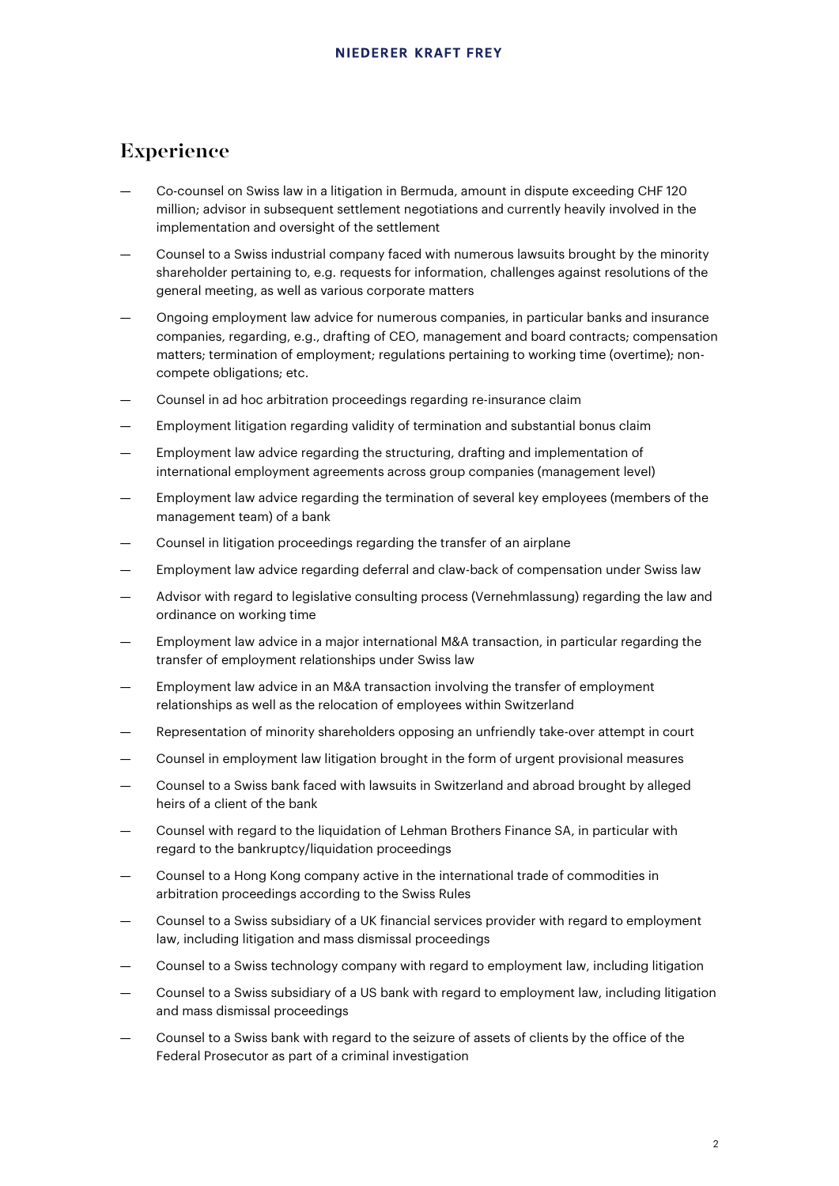## Experience

- Co-counsel on Swiss law in a litigation in Bermuda, amount in dispute exceeding CHF 120 million; advisor in subsequent settlement negotiations and currently heavily involved in the implementation and oversight of the settlement
- Counsel to a Swiss industrial company faced with numerous lawsuits brought by the minority shareholder pertaining to, e.g. requests for information, challenges against resolutions of the general meeting, as well as various corporate matters
- Ongoing employment law advice for numerous companies, in particular banks and insurance companies, regarding, e.g., drafting of CEO, management and board contracts; compensation matters; termination of employment; regulations pertaining to working time (overtime); non-compete obligations; etc.
- Counsel in ad hoc arbitration proceedings regarding re-insurance claim
- Employment litigation regarding validity of termination and substantial bonus claim
- Employment law advice regarding the structuring, drafting and implementation of international employment agreements across group companies (management level)
- Employment law advice regarding the termination of several key employees (members of the management team) of a bank
- Counsel in litigation proceedings regarding the transfer of an airplane
- Employment law advice regarding deferral and claw-back of compensation under Swiss law
- Advisor with regard to legislative consulting process (Vernehmlassung) regarding the law and ordinance on working time
- Employment law advice in a major international M&A transaction, in particular regarding the transfer of employment relationships under Swiss law
- Employment law advice in an M&A transaction involving the transfer of employment relationships as well as the relocation of employees within Switzerland
- Representation of minority shareholders opposing an unfriendly take-over attempt in court
- Counsel in employment law litigation brought in the form of urgent provisional measures
- Counsel to a Swiss bank faced with lawsuits in Switzerland and abroad brought by alleged heirs of a client of the bank
- Counsel with regard to the liquidation of Lehman Brothers Finance SA, in particular with regard to the bankruptcy/liquidation proceedings
- Counsel to a Hong Kong company active in the international trade of commodities in arbitration proceedings according to the Swiss Rules
- Counsel to a Swiss subsidiary of a UK financial services provider with regard to employment law, including litigation and mass dismissal proceedings
- Counsel to a Swiss technology company with regard to employment law, including litigation
- Counsel to a Swiss subsidiary of a US bank with regard to employment law, including litigation and mass dismissal proceedings
- Counsel to a Swiss bank with regard to the seizure of assets of clients by the office of the Federal Prosecutor as part of a criminal investigation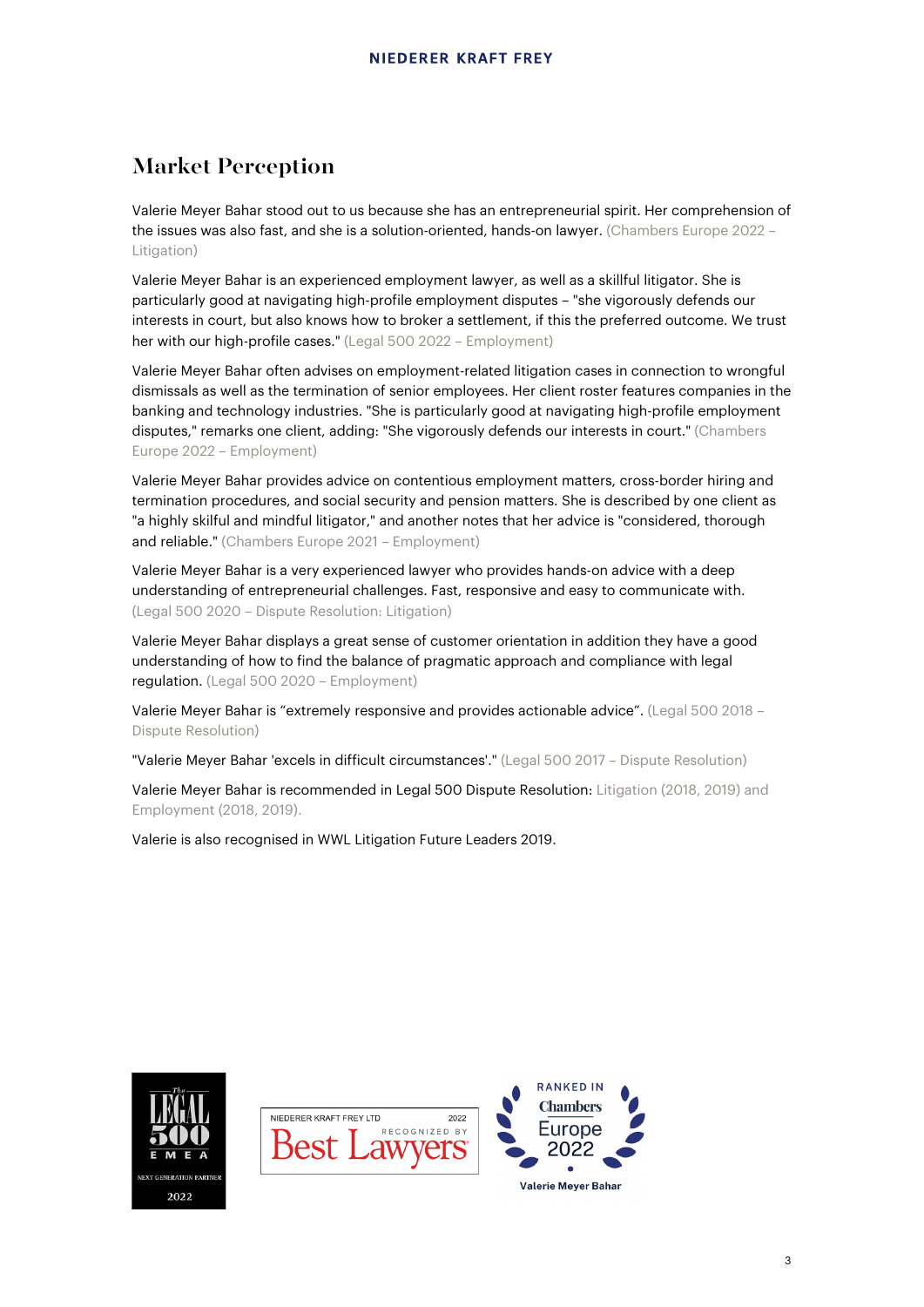## Market Perception

Valerie Meyer Bahar stood out to us because she has an entrepreneurial spirit. Her comprehension of the issues was also fast, and she is a solution-oriented, hands-on lawyer. (Chambers Europe 2022 – Litigation)

Valerie Meyer Bahar is an experienced employment lawyer, as well as a skillful litigator. She is particularly good at navigating high-profile employment disputes – "she vigorously defends our interests in court, but also knows how to broker a settlement, if this the preferred outcome. We trust her with our high-profile cases." (Legal 500 2022 – Employment)

Valerie Meyer Bahar often advises on employment-related litigation cases in connection to wrongful dismissals as well as the termination of senior employees. Her client roster features companies in the banking and technology industries. "She is particularly good at navigating high-profile employment disputes," remarks one client, adding: "She vigorously defends our interests in court." (Chambers Europe 2022 – Employment)

Valerie Meyer Bahar provides advice on contentious employment matters, cross-border hiring and termination procedures, and social security and pension matters. She is described by one client as "a highly skilful and mindful litigator," and another notes that her advice is "considered, thorough and reliable." (Chambers Europe 2021 – Employment)

Valerie Meyer Bahar is a very experienced lawyer who provides hands-on advice with a deep understanding of entrepreneurial challenges. Fast, responsive and easy to communicate with. (Legal 500 2020 – Dispute Resolution: Litigation)

Valerie Meyer Bahar displays a great sense of customer orientation in addition they have a good understanding of how to find the balance of pragmatic approach and compliance with legal regulation. (Legal 500 2020 – Employment)

Valerie Meyer Bahar is "extremely responsive and provides actionable advice". (Legal 500 2018 – Dispute Resolution)

"Valerie Meyer Bahar 'excels in difficult circumstances'." (Legal 500 2017 – Dispute Resolution)

Valerie Meyer Bahar is recommended in Legal 500 Dispute Resolution: Litigation (2018, 2019) and Employment (2018, 2019).

Valerie is also recognised in WWL Litigation Future Leaders 2019.

The Legal 500 EMEA
Next Generation Partner
2022

NIEDERER KRAFT FREY LTD 2022
RECOGNIZED BY
Best Lawyers

RANKED IN
Chambers Europe
2022
Valerie Meyer Bahar